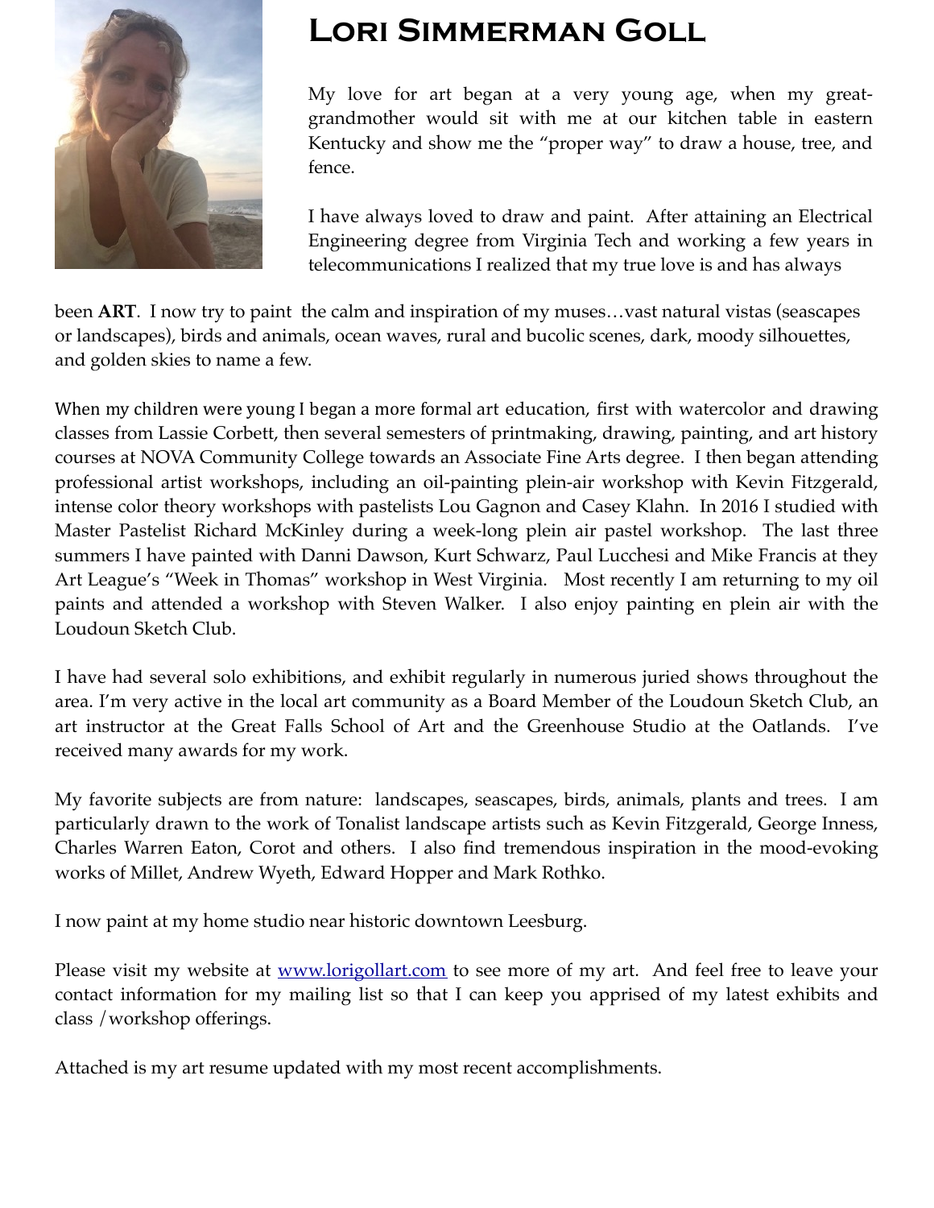# Lori Simmerman Goll

My love for art began at a very young age, when my great-grandmother would sit with me at our kitchen table in eastern Kentucky and show me the "proper way" to draw a house, tree, and fence.

I have always loved to draw and paint. After attaining an Electrical Engineering degree from Virginia Tech and working a few years in telecommunications I realized that my true love is and has always been **ART**. I now try to paint the calm and inspiration of my muses…vast natural vistas (seascapes or landscapes), birds and animals, ocean waves, rural and bucolic scenes, dark, moody silhouettes, and golden skies to name a few.

When my children were young I began a more formal art education, first with watercolor and drawing classes from Lassie Corbett, then several semesters of printmaking, drawing, painting, and art history courses at NOVA Community College towards an Associate Fine Arts degree. I then began attending professional artist workshops, including an oil-painting plein-air workshop with Kevin Fitzgerald, intense color theory workshops with pastelists Lou Gagnon and Casey Klahn. In 2016 I studied with Master Pastelist Richard McKinley during a week-long plein air pastel workshop. The last three summers I have painted with Danni Dawson, Kurt Schwarz, Paul Lucchesi and Mike Francis at they Art League's "Week in Thomas" workshop in West Virginia. Most recently I am returning to my oil paints and attended a workshop with Steven Walker. I also enjoy painting en plein air with the Loudoun Sketch Club.

I have had several solo exhibitions, and exhibit regularly in numerous juried shows throughout the area. I'm very active in the local art community as a Board Member of the Loudoun Sketch Club, an art instructor at the Great Falls School of Art and the Greenhouse Studio at the Oatlands. I've received many awards for my work.

My favorite subjects are from nature: landscapes, seascapes, birds, animals, plants and trees. I am particularly drawn to the work of Tonalist landscape artists such as Kevin Fitzgerald, George Inness, Charles Warren Eaton, Corot and others. I also find tremendous inspiration in the mood-evoking works of Millet, Andrew Wyeth, Edward Hopper and Mark Rothko.

I now paint at my home studio near historic downtown Leesburg.

Please visit my website at [www.lorigollart.com](http://www.lorigollart.com) to see more of my art. And feel free to leave your contact information for my mailing list so that I can keep you apprised of my latest exhibits and class /workshop offerings.

Attached is my art resume updated with my most recent accomplishments.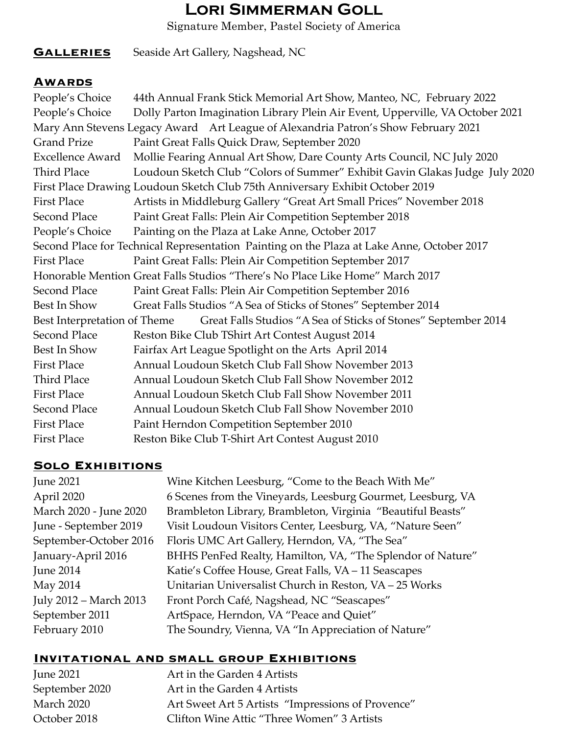# Lori Simmerman Goll

Signature Member, Pastel Society of America

## Galleries

Seaside Art Gallery, Nagshead, NC

## Awards

| | |
|---|---|
| People's Choice | 44th Annual Frank Stick Memorial Art Show, Manteo, NC, February 2022 |
| People's Choice | Dolly Parton Imagination Library Plein Air Event, Upperville, VA October 2021 |
| Mary Ann Stevens Legacy Award | Art League of Alexandria Patron's Show February 2021 |
| Grand Prize | Paint Great Falls Quick Draw, September 2020 |
| Excellence Award | Mollie Fearing Annual Art Show, Dare County Arts Council, NC July 2020 |
| Third Place | Loudoun Sketch Club "Colors of Summer" Exhibit Gavin Glakas Judge July 2020 |
| First Place Drawing | Loudoun Sketch Club 75th Anniversary Exhibit October 2019 |
| First Place | Artists in Middleburg Gallery "Great Art Small Prices" November 2018 |
| Second Place | Paint Great Falls: Plein Air Competition September 2018 |
| People's Choice | Painting on the Plaza at Lake Anne, October 2017 |
| Second Place for Technical Representation | Painting on the Plaza at Lake Anne, October 2017 |
| First Place | Paint Great Falls: Plein Air Competition September 2017 |
| Honorable Mention | Great Falls Studios "There's No Place Like Home" March 2017 |
| Second Place | Paint Great Falls: Plein Air Competition September 2016 |
| Best In Show | Great Falls Studios "A Sea of Sticks of Stones" September 2014 |
| Best Interpretation of Theme | Great Falls Studios "A Sea of Sticks of Stones" September 2014 |
| Second Place | Reston Bike Club TShirt Art Contest August 2014 |
| Best In Show | Fairfax Art League Spotlight on the Arts April 2014 |
| First Place | Annual Loudoun Sketch Club Fall Show November 2013 |
| Third Place | Annual Loudoun Sketch Club Fall Show November 2012 |
| First Place | Annual Loudoun Sketch Club Fall Show November 2011 |
| Second Place | Annual Loudoun Sketch Club Fall Show November 2010 |
| First Place | Paint Herndon Competition September 2010 |
| First Place | Reston Bike Club T-Shirt Art Contest August 2010 |

## Solo Exhibitions

| | |
|---|---|
| June 2021 | Wine Kitchen Leesburg, "Come to the Beach With Me" |
| April 2020 | 6 Scenes from the Vineyards, Leesburg Gourmet, Leesburg, VA |
| March 2020 - June 2020 | Brambleton Library, Brambleton, Virginia "Beautiful Beasts" |
| June - September 2019 | Visit Loudoun Visitors Center, Leesburg, VA, "Nature Seen" |
| September-October 2016 | Floris UMC Art Gallery, Herndon, VA, "The Sea" |
| January-April 2016 | BHHS PenFed Realty, Hamilton, VA, "The Splendor of Nature" |
| June 2014 | Katie's Coffee House, Great Falls, VA – 11 Seascapes |
| May 2014 | Unitarian Universalist Church in Reston, VA – 25 Works |
| July 2012 – March 2013 | Front Porch Café, Nagshead, NC "Seascapes" |
| September 2011 | ArtSpace, Herndon, VA "Peace and Quiet" |
| February 2010 | The Soundry, Vienna, VA "In Appreciation of Nature" |

## Invitational and small group Exhibitions

| | |
|---|---|
| June 2021 | Art in the Garden 4 Artists |
| September 2020 | Art in the Garden 4 Artists |
| March 2020 | Art Sweet Art 5 Artists "Impressions of Provence" |
| October 2018 | Clifton Wine Attic "Three Women" 3 Artists |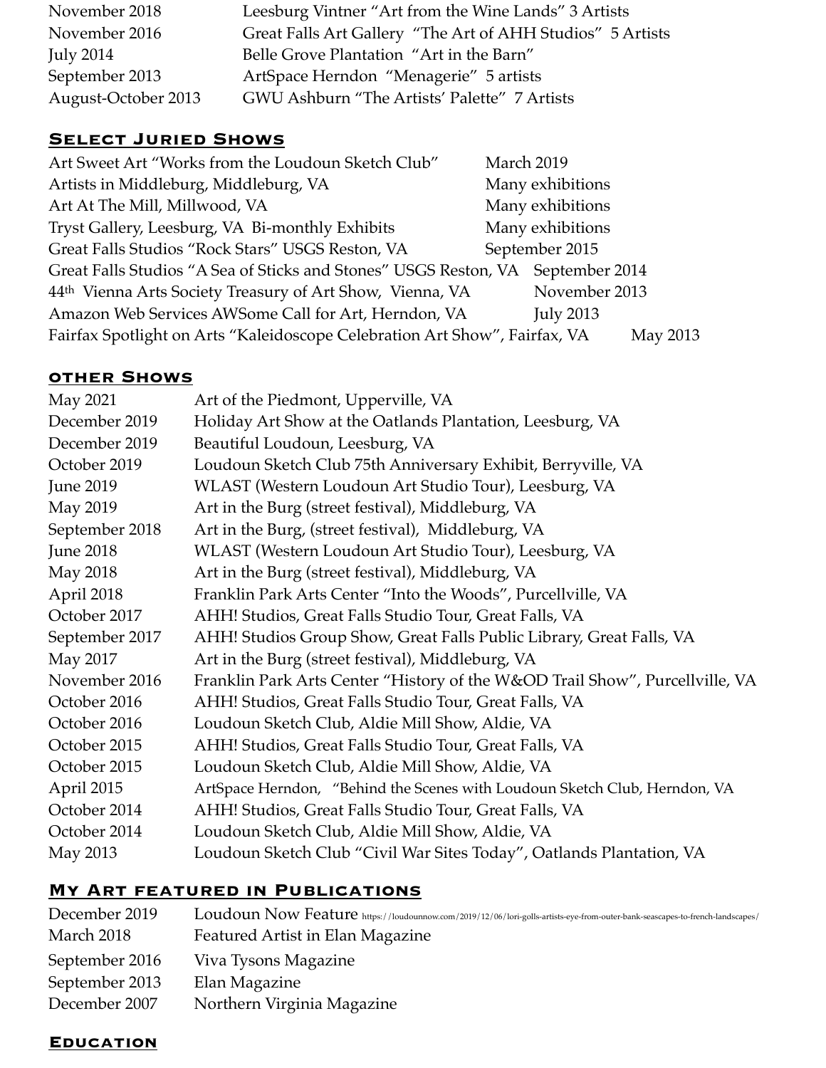| | |
|---|---|
| November 2018 | Leesburg Vintner "Art from the Wine Lands" 3 Artists |
| November 2016 | Great Falls Art Gallery "The Art of AHH Studios" 5 Artists |
| July 2014 | Belle Grove Plantation "Art in the Barn" |
| September 2013 | ArtSpace Herndon "Menagerie" 5 artists |
| August-October 2013 | GWU Ashburn "The Artists' Palette" 7 Artists |

## Select Juried Shows

| | |
|---|---|
| Art Sweet Art "Works from the Loudoun Sketch Club" | March 2019 |
| Artists in Middleburg, Middleburg, VA | Many exhibitions |
| Art At The Mill, Millwood, VA | Many exhibitions |
| Tryst Gallery, Leesburg, VA Bi-monthly Exhibits | Many exhibitions |
| Great Falls Studios "Rock Stars" USGS Reston, VA | September 2015 |
| Great Falls Studios "A Sea of Sticks and Stones" USGS Reston, VA | September 2014 |
| 44th Vienna Arts Society Treasury of Art Show, Vienna, VA | November 2013 |
| Amazon Web Services AWSome Call for Art, Herndon, VA | July 2013 |
| Fairfax Spotlight on Arts "Kaleidoscope Celebration Art Show", Fairfax, VA | May 2013 |

## other Shows

| | |
|---|---|
| May 2021 | Art of the Piedmont, Upperville, VA |
| December 2019 | Holiday Art Show at the Oatlands Plantation, Leesburg, VA |
| December 2019 | Beautiful Loudoun, Leesburg, VA |
| October 2019 | Loudoun Sketch Club 75th Anniversary Exhibit, Berryville, VA |
| June 2019 | WLAST (Western Loudoun Art Studio Tour), Leesburg, VA |
| May 2019 | Art in the Burg (street festival), Middleburg, VA |
| September 2018 | Art in the Burg, (street festival), Middleburg, VA |
| June 2018 | WLAST (Western Loudoun Art Studio Tour), Leesburg, VA |
| May 2018 | Art in the Burg (street festival), Middleburg, VA |
| April 2018 | Franklin Park Arts Center "Into the Woods", Purcellville, VA |
| October 2017 | AHH! Studios, Great Falls Studio Tour, Great Falls, VA |
| September 2017 | AHH! Studios Group Show, Great Falls Public Library, Great Falls, VA |
| May 2017 | Art in the Burg (street festival), Middleburg, VA |
| November 2016 | Franklin Park Arts Center "History of the W&OD Trail Show", Purcellville, VA |
| October 2016 | AHH! Studios, Great Falls Studio Tour, Great Falls, VA |
| October 2016 | Loudoun Sketch Club, Aldie Mill Show, Aldie, VA |
| October 2015 | AHH! Studios, Great Falls Studio Tour, Great Falls, VA |
| October 2015 | Loudoun Sketch Club, Aldie Mill Show, Aldie, VA |
| April 2015 | ArtSpace Herndon, "Behind the Scenes with Loudoun Sketch Club, Herndon, VA |
| October 2014 | AHH! Studios, Great Falls Studio Tour, Great Falls, VA |
| October 2014 | Loudoun Sketch Club, Aldie Mill Show, Aldie, VA |
| May 2013 | Loudoun Sketch Club "Civil War Sites Today", Oatlands Plantation, VA |

## My Art featured in Publications

| | |
|---|---|
| December 2019 | Loudoun Now Feature https://loudounnow.com/2019/12/06/lori-golls-artists-eye-from-outer-bank-seascapes-to-french-landscapes/ |
| March 2018 | Featured Artist in Elan Magazine |
| September 2016 | Viva Tysons Magazine |
| September 2013 | Elan Magazine |
| December 2007 | Northern Virginia Magazine |

## Education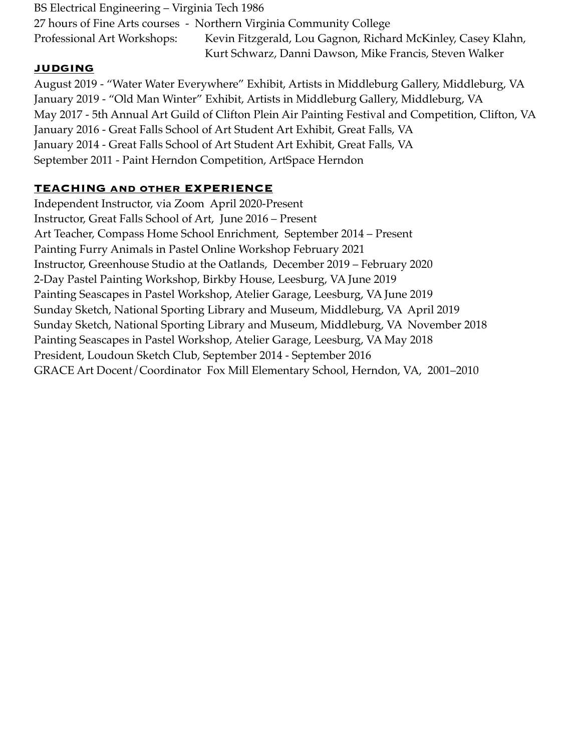BS Electrical Engineering – Virginia Tech 1986
27 hours of Fine Arts courses - Northern Virginia Community College
Professional Art Workshops: Kevin Fitzgerald, Lou Gagnon, Richard McKinley, Casey Klahn, Kurt Schwarz, Danni Dawson, Mike Francis, Steven Walker

## JUDGING

August 2019 - "Water Water Everywhere" Exhibit, Artists in Middleburg Gallery, Middleburg, VA
January 2019 - "Old Man Winter" Exhibit, Artists in Middleburg Gallery, Middleburg, VA
May 2017 - 5th Annual Art Guild of Clifton Plein Air Painting Festival and Competition, Clifton, VA
January 2016 - Great Falls School of Art Student Art Exhibit, Great Falls, VA
January 2014 - Great Falls School of Art Student Art Exhibit, Great Falls, VA
September 2011 - Paint Herndon Competition, ArtSpace Herndon

## TEACHING and other EXPERIENCE

Independent Instructor, via Zoom April 2020-Present
Instructor, Great Falls School of Art, June 2016 – Present
Art Teacher, Compass Home School Enrichment, September 2014 – Present
Painting Furry Animals in Pastel Online Workshop February 2021
Instructor, Greenhouse Studio at the Oatlands, December 2019 – February 2020
2-Day Pastel Painting Workshop, Birkby House, Leesburg, VA June 2019
Painting Seascapes in Pastel Workshop, Atelier Garage, Leesburg, VA June 2019
Sunday Sketch, National Sporting Library and Museum, Middleburg, VA April 2019
Sunday Sketch, National Sporting Library and Museum, Middleburg, VA November 2018
Painting Seascapes in Pastel Workshop, Atelier Garage, Leesburg, VA May 2018
President, Loudoun Sketch Club, September 2014 - September 2016
GRACE Art Docent/Coordinator Fox Mill Elementary School, Herndon, VA, 2001–2010